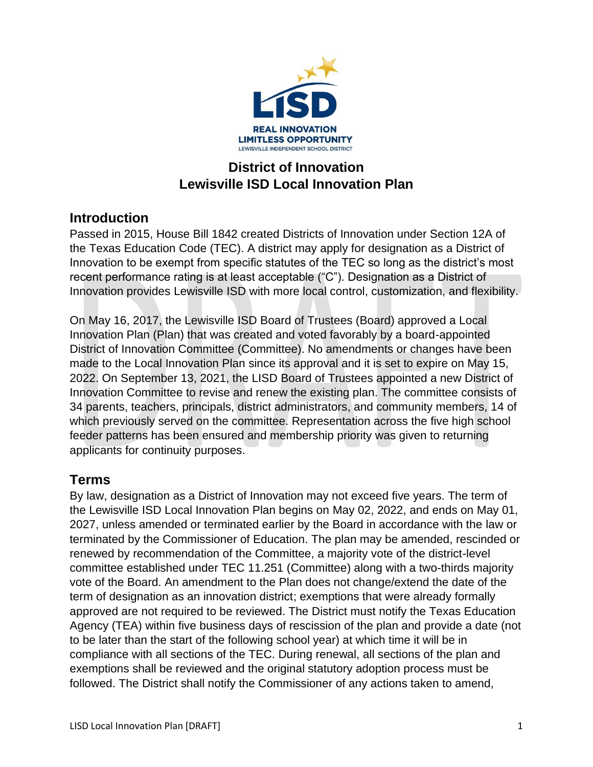# District of Innovation
# Lewisville ISD Local Innovation Plan

## Introduction

Passed in 2015, House Bill 1842 created Districts of Innovation under Section 12A of the Texas Education Code (TEC). A district may apply for designation as a District of Innovation to be exempt from specific statutes of the TEC so long as the district's most recent performance rating is at least acceptable ("C"). Designation as a District of Innovation provides Lewisville ISD with more local control, customization, and flexibility.

On May 16, 2017, the Lewisville ISD Board of Trustees (Board) approved a Local Innovation Plan (Plan) that was created and voted favorably by a board-appointed District of Innovation Committee (Committee). No amendments or changes have been made to the Local Innovation Plan since its approval and it is set to expire on May 15, 2022. On September 13, 2021, the LISD Board of Trustees appointed a new District of Innovation Committee to revise and renew the existing plan. The committee consists of 34 parents, teachers, principals, district administrators, and community members, 14 of which previously served on the committee. Representation across the five high school feeder patterns has been ensured and membership priority was given to returning applicants for continuity purposes.

## Terms

By law, designation as a District of Innovation may not exceed five years. The term of the Lewisville ISD Local Innovation Plan begins on May 02, 2022, and ends on May 01, 2027, unless amended or terminated earlier by the Board in accordance with the law or terminated by the Commissioner of Education. The plan may be amended, rescinded or renewed by recommendation of the Committee, a majority vote of the district-level committee established under TEC 11.251 (Committee) along with a two-thirds majority vote of the Board. An amendment to the Plan does not change/extend the date of the term of designation as an innovation district; exemptions that were already formally approved are not required to be reviewed. The District must notify the Texas Education Agency (TEA) within five business days of rescission of the plan and provide a date (not to be later than the start of the following school year) at which time it will be in compliance with all sections of the TEC. During renewal, all sections of the plan and exemptions shall be reviewed and the original statutory adoption process must be followed. The District shall notify the Commissioner of any actions taken to amend,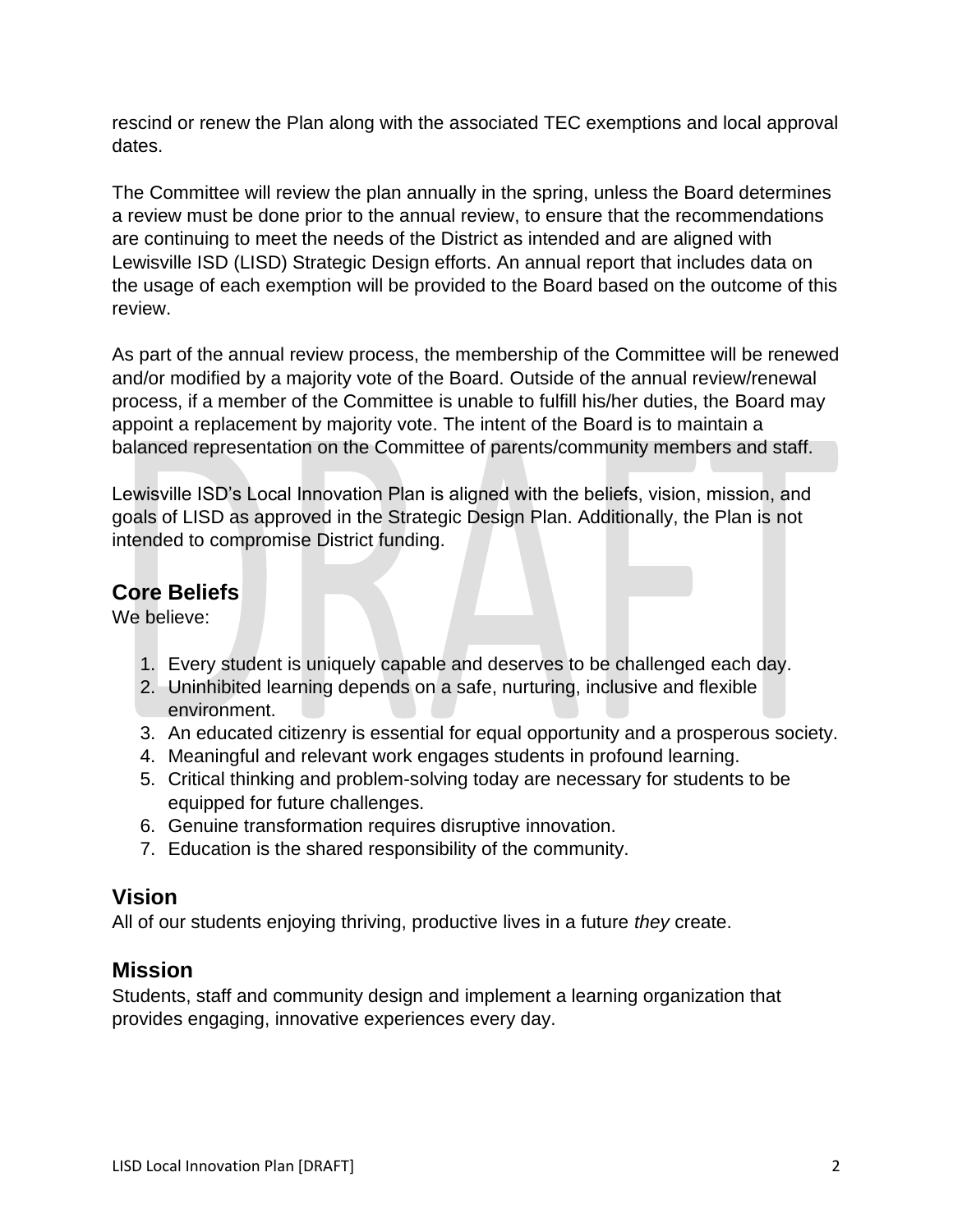rescind or renew the Plan along with the associated TEC exemptions and local approval dates.

The Committee will review the plan annually in the spring, unless the Board determines a review must be done prior to the annual review, to ensure that the recommendations are continuing to meet the needs of the District as intended and are aligned with Lewisville ISD (LISD) Strategic Design efforts. An annual report that includes data on the usage of each exemption will be provided to the Board based on the outcome of this review.

As part of the annual review process, the membership of the Committee will be renewed and/or modified by a majority vote of the Board. Outside of the annual review/renewal process, if a member of the Committee is unable to fulfill his/her duties, the Board may appoint a replacement by majority vote. The intent of the Board is to maintain a balanced representation on the Committee of parents/community members and staff.

Lewisville ISD's Local Innovation Plan is aligned with the beliefs, vision, mission, and goals of LISD as approved in the Strategic Design Plan. Additionally, the Plan is not intended to compromise District funding.

## Core Beliefs

We believe:

1. Every student is uniquely capable and deserves to be challenged each day.
2. Uninhibited learning depends on a safe, nurturing, inclusive and flexible environment.
3. An educated citizenry is essential for equal opportunity and a prosperous society.
4. Meaningful and relevant work engages students in profound learning.
5. Critical thinking and problem-solving today are necessary for students to be equipped for future challenges.
6. Genuine transformation requires disruptive innovation.
7. Education is the shared responsibility of the community.

## Vision

All of our students enjoying thriving, productive lives in a future *they* create.

## Mission

Students, staff and community design and implement a learning organization that provides engaging, innovative experiences every day.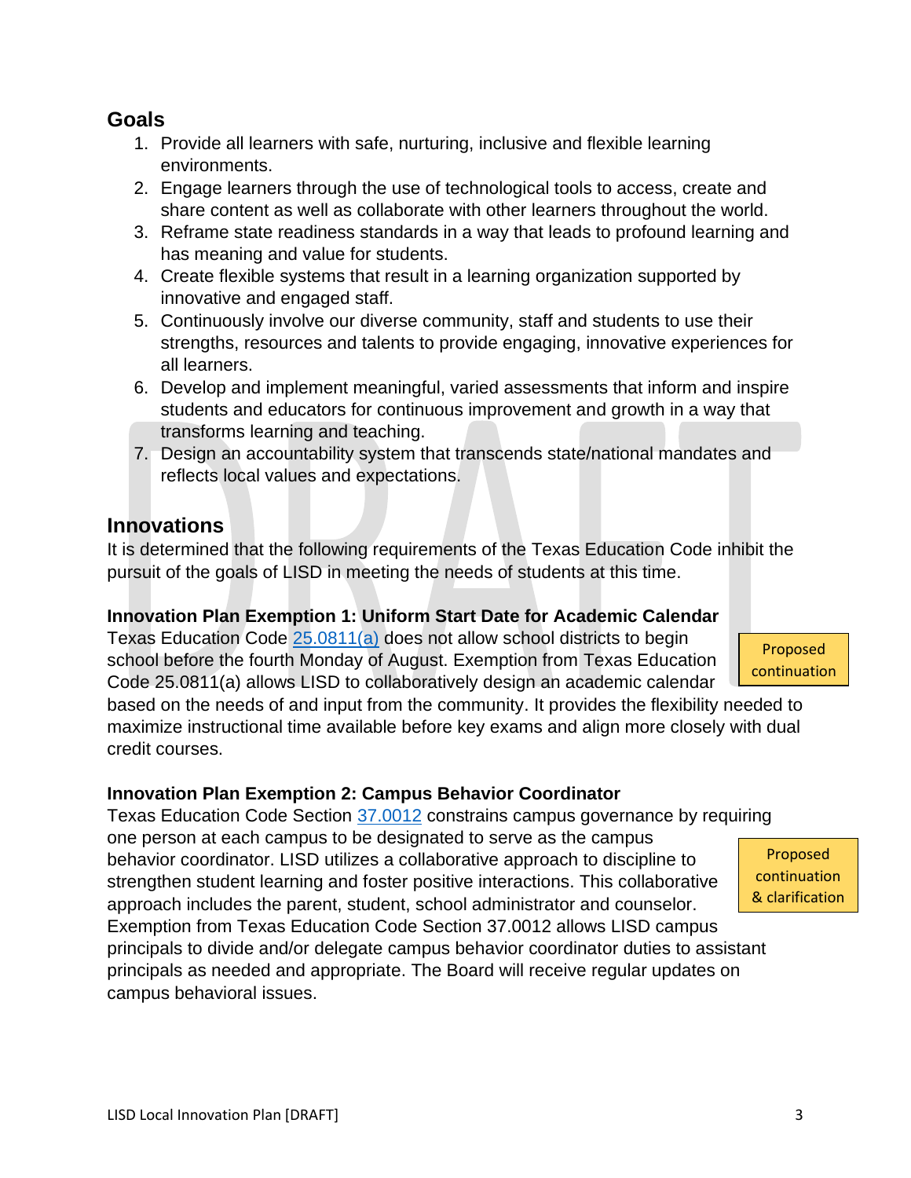## Goals

1. Provide all learners with safe, nurturing, inclusive and flexible learning environments.
2. Engage learners through the use of technological tools to access, create and share content as well as collaborate with other learners throughout the world.
3. Reframe state readiness standards in a way that leads to profound learning and has meaning and value for students.
4. Create flexible systems that result in a learning organization supported by innovative and engaged staff.
5. Continuously involve our diverse community, staff and students to use their strengths, resources and talents to provide engaging, innovative experiences for all learners.
6. Develop and implement meaningful, varied assessments that inform and inspire students and educators for continuous improvement and growth in a way that transforms learning and teaching.
7. Design an accountability system that transcends state/national mandates and reflects local values and expectations.

## Innovations

It is determined that the following requirements of the Texas Education Code inhibit the pursuit of the goals of LISD in meeting the needs of students at this time.

**Innovation Plan Exemption 1: Uniform Start Date for Academic Calendar**

Proposed continuation

Texas Education Code 25.0811(a) does not allow school districts to begin school before the fourth Monday of August. Exemption from Texas Education Code 25.0811(a) allows LISD to collaboratively design an academic calendar based on the needs of and input from the community. It provides the flexibility needed to maximize instructional time available before key exams and align more closely with dual credit courses.

**Innovation Plan Exemption 2: Campus Behavior Coordinator**

Proposed continuation & clarification

Texas Education Code Section 37.0012 constrains campus governance by requiring one person at each campus to be designated to serve as the campus behavior coordinator. LISD utilizes a collaborative approach to discipline to strengthen student learning and foster positive interactions. This collaborative approach includes the parent, student, school administrator and counselor. Exemption from Texas Education Code Section 37.0012 allows LISD campus principals to divide and/or delegate campus behavior coordinator duties to assistant principals as needed and appropriate. The Board will receive regular updates on campus behavioral issues.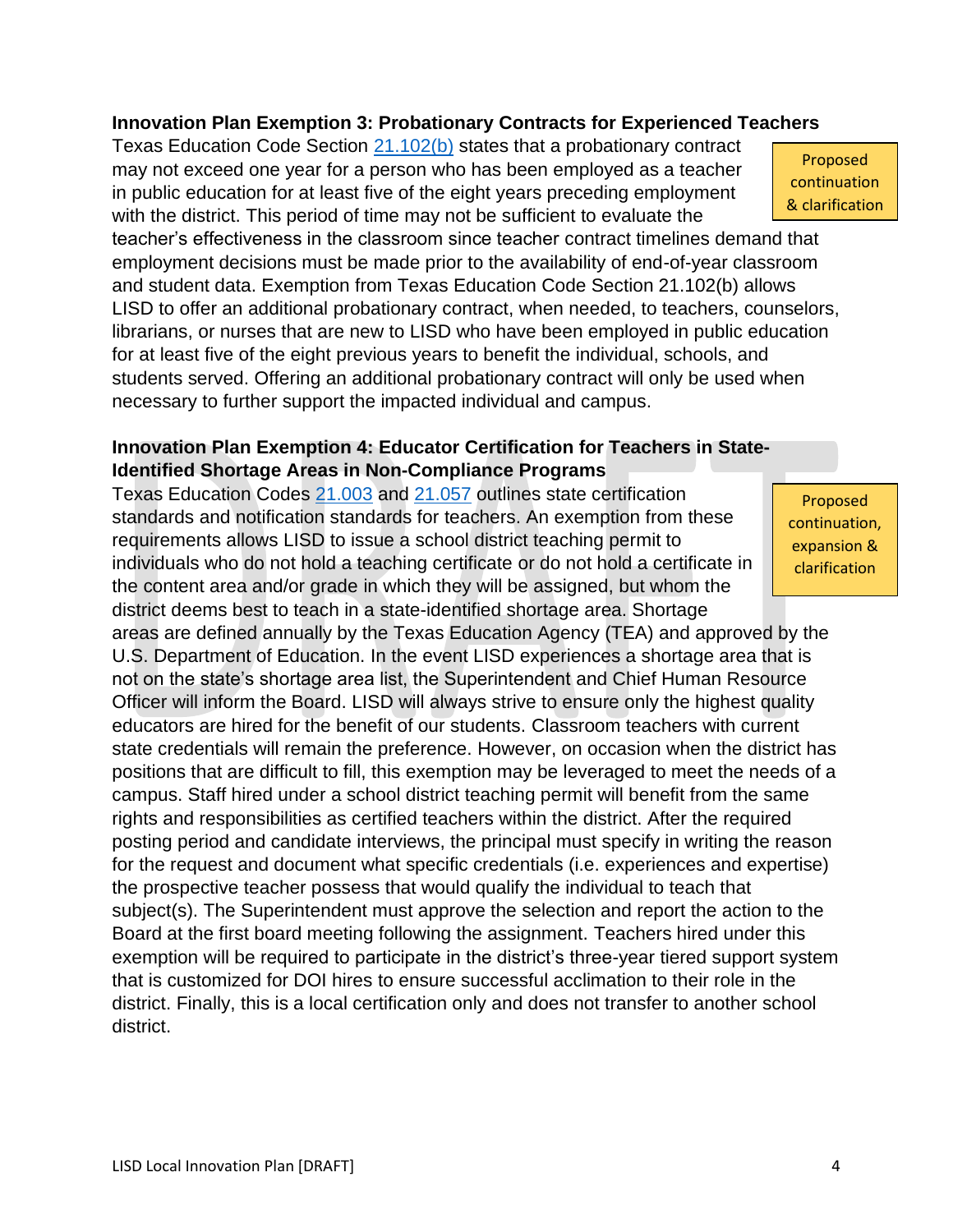**Innovation Plan Exemption 3: Probationary Contracts for Experienced Teachers**

Proposed continuation & clarification

Texas Education Code Section 21.102(b) states that a probationary contract may not exceed one year for a person who has been employed as a teacher in public education for at least five of the eight years preceding employment with the district. This period of time may not be sufficient to evaluate the teacher's effectiveness in the classroom since teacher contract timelines demand that employment decisions must be made prior to the availability of end-of-year classroom and student data. Exemption from Texas Education Code Section 21.102(b) allows LISD to offer an additional probationary contract, when needed, to teachers, counselors, librarians, or nurses that are new to LISD who have been employed in public education for at least five of the eight previous years to benefit the individual, schools, and students served. Offering an additional probationary contract will only be used when necessary to further support the impacted individual and campus.

**Innovation Plan Exemption 4: Educator Certification for Teachers in State-Identified Shortage Areas in Non-Compliance Programs**

Proposed continuation, expansion & clarification

Texas Education Codes 21.003 and 21.057 outlines state certification standards and notification standards for teachers. An exemption from these requirements allows LISD to issue a school district teaching permit to individuals who do not hold a teaching certificate or do not hold a certificate in the content area and/or grade in which they will be assigned, but whom the district deems best to teach in a state-identified shortage area. Shortage areas are defined annually by the Texas Education Agency (TEA) and approved by the U.S. Department of Education. In the event LISD experiences a shortage area that is not on the state's shortage area list, the Superintendent and Chief Human Resource Officer will inform the Board. LISD will always strive to ensure only the highest quality educators are hired for the benefit of our students. Classroom teachers with current state credentials will remain the preference. However, on occasion when the district has positions that are difficult to fill, this exemption may be leveraged to meet the needs of a campus. Staff hired under a school district teaching permit will benefit from the same rights and responsibilities as certified teachers within the district. After the required posting period and candidate interviews, the principal must specify in writing the reason for the request and document what specific credentials (i.e. experiences and expertise) the prospective teacher possess that would qualify the individual to teach that subject(s). The Superintendent must approve the selection and report the action to the Board at the first board meeting following the assignment. Teachers hired under this exemption will be required to participate in the district's three-year tiered support system that is customized for DOI hires to ensure successful acclimation to their role in the district. Finally, this is a local certification only and does not transfer to another school district.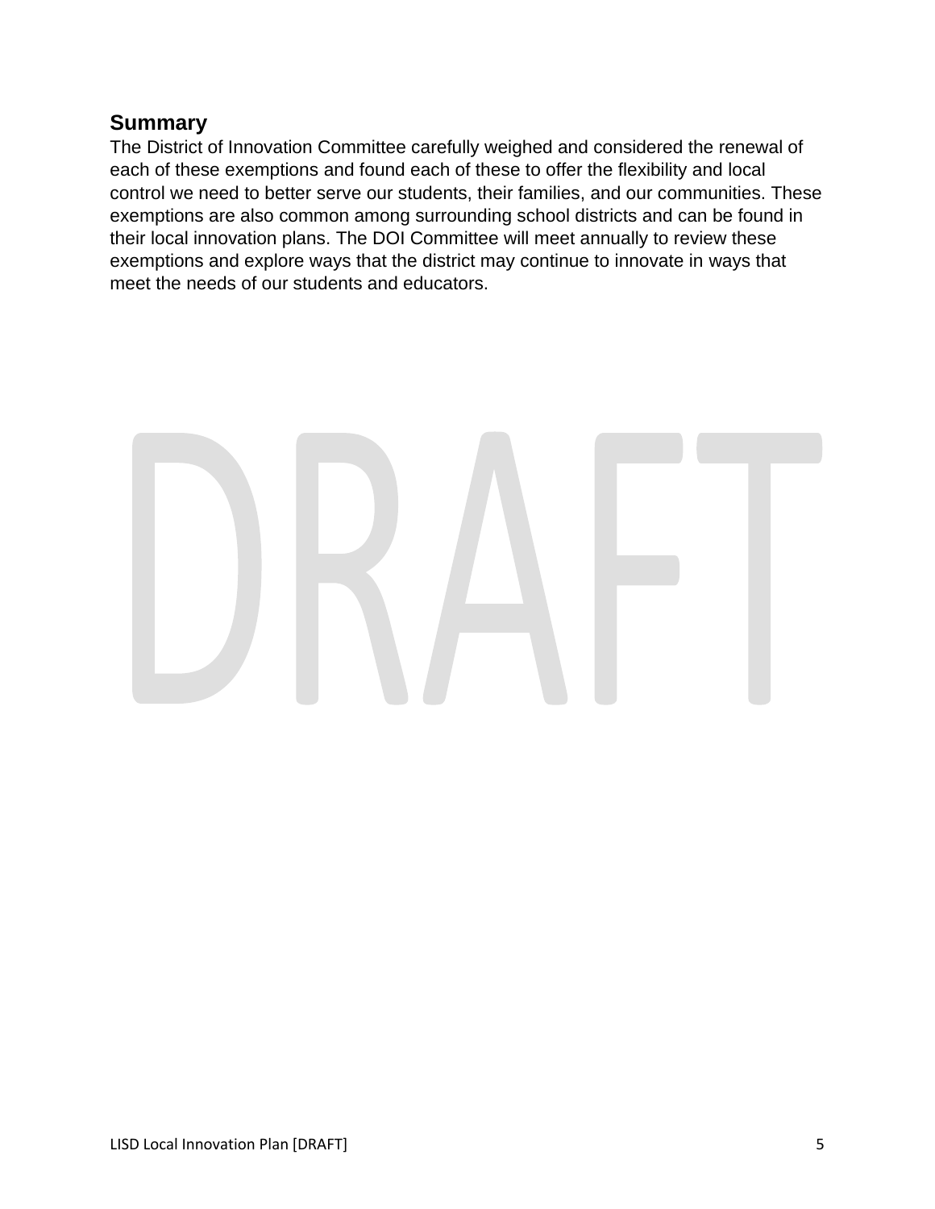## Summary

The District of Innovation Committee carefully weighed and considered the renewal of each of these exemptions and found each of these to offer the flexibility and local control we need to better serve our students, their families, and our communities. These exemptions are also common among surrounding school districts and can be found in their local innovation plans. The DOI Committee will meet annually to review these exemptions and explore ways that the district may continue to innovate in ways that meet the needs of our students and educators.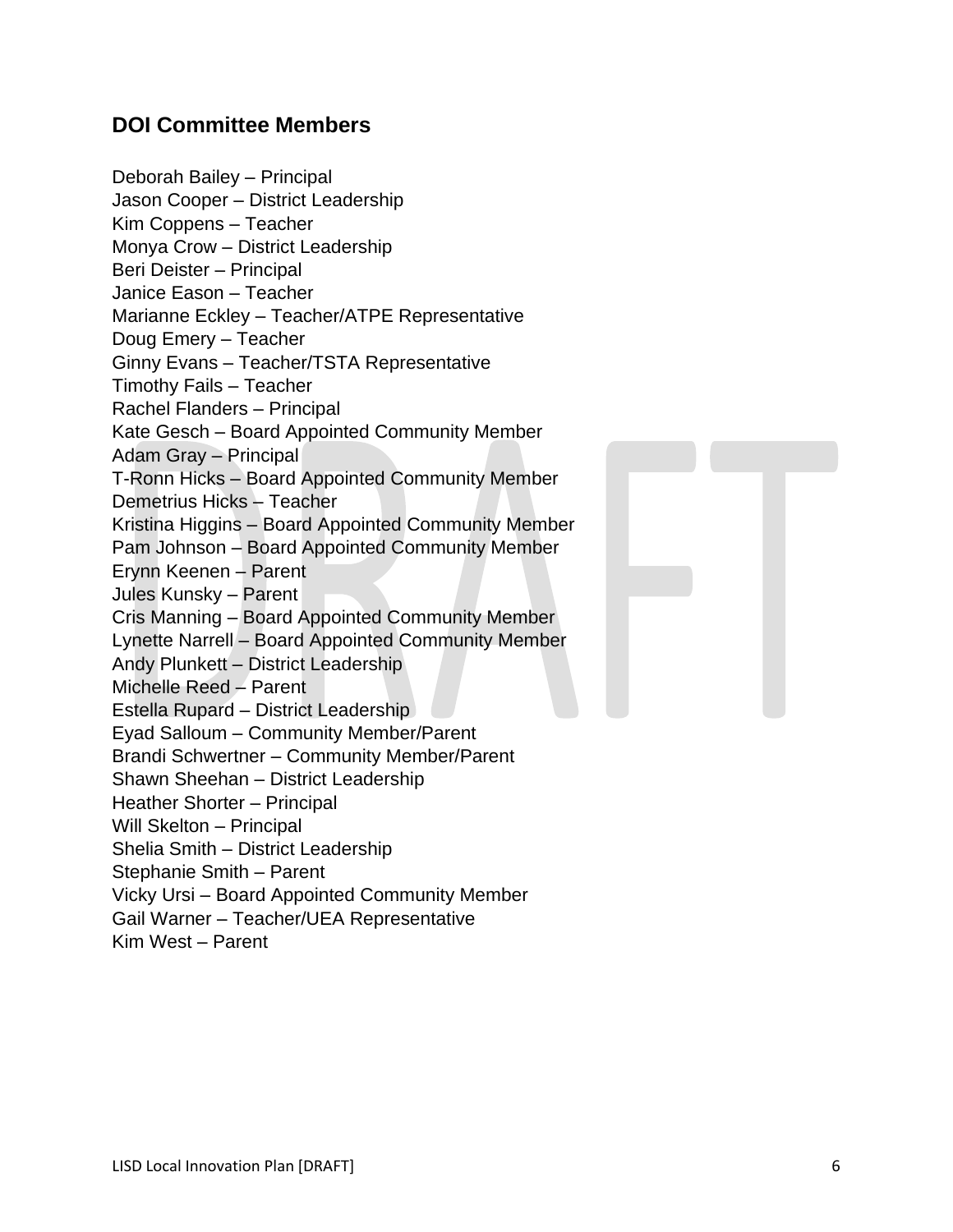## DOI Committee Members

Deborah Bailey – Principal
Jason Cooper – District Leadership
Kim Coppens – Teacher
Monya Crow – District Leadership
Beri Deister – Principal
Janice Eason – Teacher
Marianne Eckley – Teacher/ATPE Representative
Doug Emery – Teacher
Ginny Evans – Teacher/TSTA Representative
Timothy Fails – Teacher
Rachel Flanders – Principal
Kate Gesch – Board Appointed Community Member
Adam Gray – Principal
T-Ronn Hicks – Board Appointed Community Member
Demetrius Hicks – Teacher
Kristina Higgins – Board Appointed Community Member
Pam Johnson – Board Appointed Community Member
Erynn Keenen – Parent
Jules Kunsky – Parent
Cris Manning – Board Appointed Community Member
Lynette Narrell – Board Appointed Community Member
Andy Plunkett – District Leadership
Michelle Reed – Parent
Estella Rupard – District Leadership
Eyad Salloum – Community Member/Parent
Brandi Schwertner – Community Member/Parent
Shawn Sheehan – District Leadership
Heather Shorter – Principal
Will Skelton – Principal
Shelia Smith – District Leadership
Stephanie Smith – Parent
Vicky Ursi – Board Appointed Community Member
Gail Warner – Teacher/UEA Representative
Kim West – Parent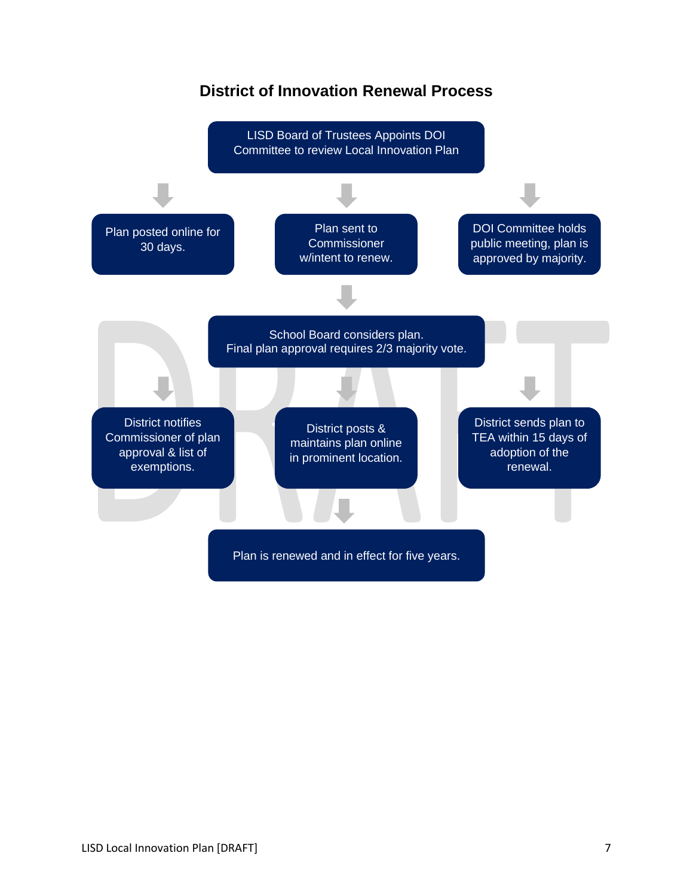## District of Innovation Renewal Process

LISD Board of Trustees Appoints DOI Committee to review Local Innovation Plan

Plan posted online for 30 days.

Plan sent to Commissioner w/intent to renew.

DOI Committee holds public meeting, plan is approved by majority.

School Board considers plan.
Final plan approval requires 2/3 majority vote.

District notifies Commissioner of plan approval & list of exemptions.

District posts & maintains plan online in prominent location.

District sends plan to TEA within 15 days of adoption of the renewal.

Plan is renewed and in effect for five years.